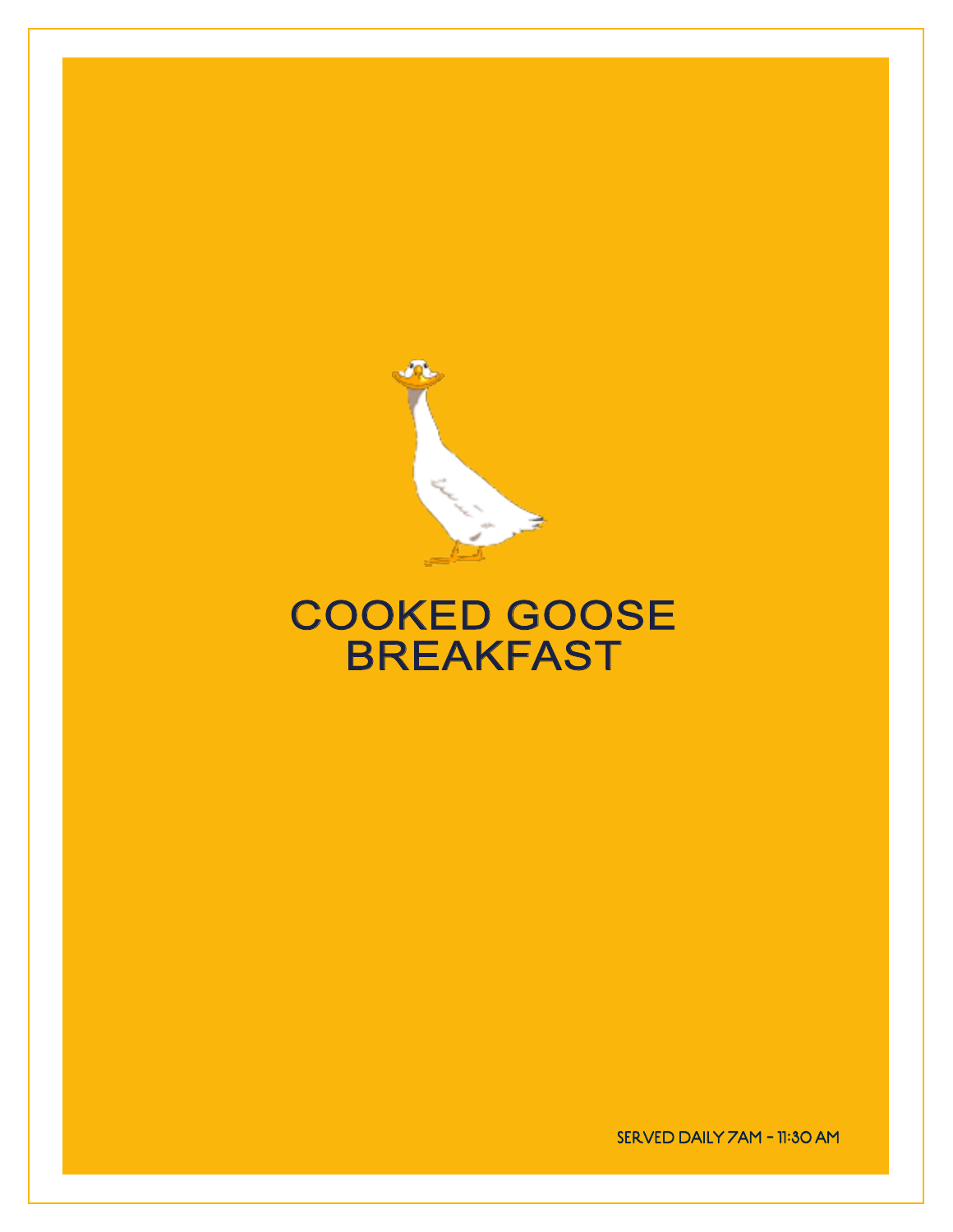# COOKED GOOSE BREAKFAST

SERVED DAILY 7AM - 11:30 AM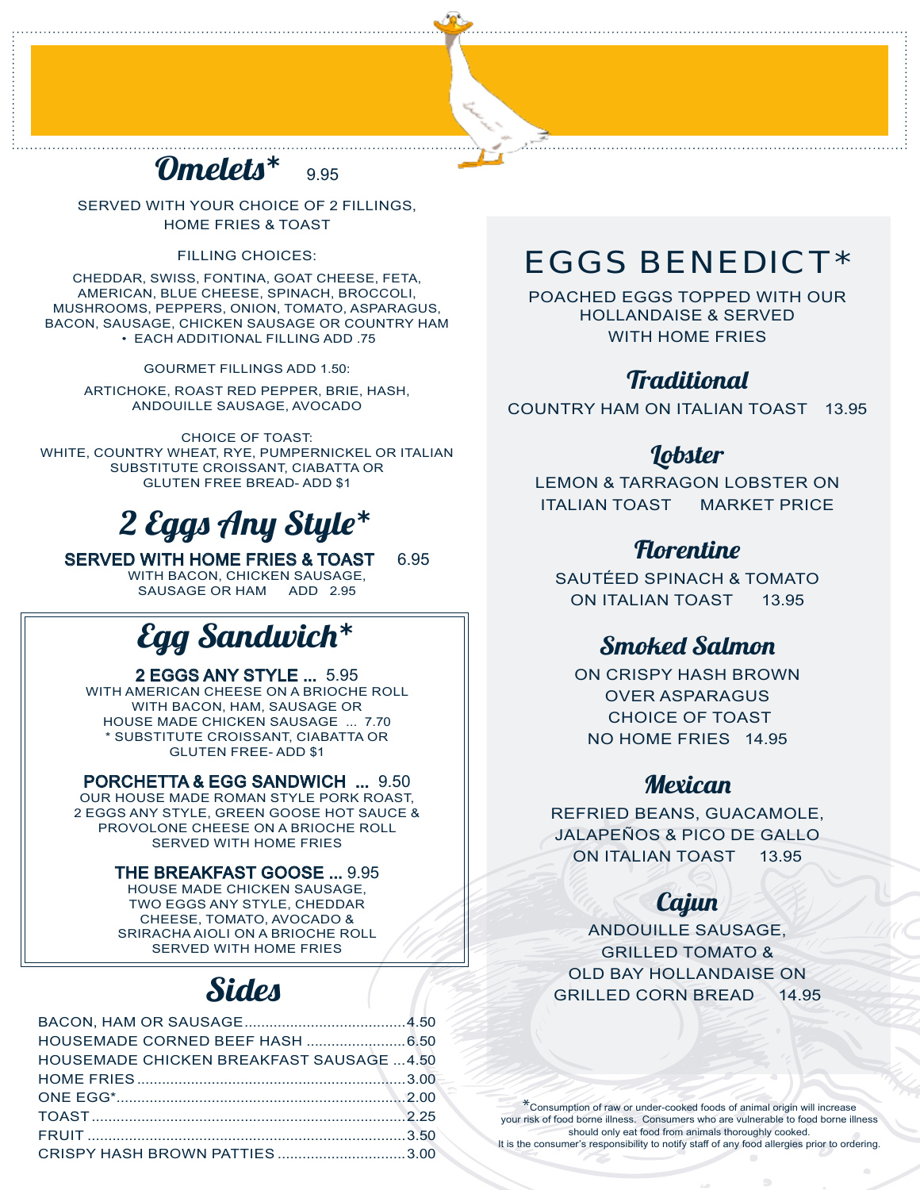## Omelets* 9.95

SERVED WITH YOUR CHOICE OF 2 FILLINGS, HOME FRIES & TOAST

FILLING CHOICES:

CHEDDAR, SWISS, FONTINA, GOAT CHEESE, FETA, AMERICAN, BLUE CHEESE, SPINACH, BROCCOLI, MUSHROOMS, PEPPERS, ONION, TOMATO, ASPARAGUS, BACON, SAUSAGE, CHICKEN SAUSAGE OR COUNTRY HAM
• EACH ADDITIONAL FILLING ADD .75

GOURMET FILLINGS ADD 1.50:

ARTICHOKE, ROAST RED PEPPER, BRIE, HASH, ANDOUILLE SAUSAGE, AVOCADO

CHOICE OF TOAST:
WHITE, COUNTRY WHEAT, RYE, PUMPERNICKEL OR ITALIAN
SUBSTITUTE CROISSANT, CIABATTA OR GLUTEN FREE BREAD- ADD $1

## 2 Eggs Any Style*

**SERVED WITH HOME FRIES & TOAST** 6.95
WITH BACON, CHICKEN SAUSAGE, SAUSAGE OR HAM ADD 2.95

## Egg Sandwich*

**2 EGGS ANY STYLE ...** 5.95
WITH AMERICAN CHEESE ON A BRIOCHE ROLL
WITH BACON, HAM, SAUSAGE OR HOUSE MADE CHICKEN SAUSAGE ... 7.70
* SUBSTITUTE CROISSANT, CIABATTA OR GLUTEN FREE- ADD $1

**PORCHETTA & EGG SANDWICH ...** 9.50
OUR HOUSE MADE ROMAN STYLE PORK ROAST, 2 EGGS ANY STYLE, GREEN GOOSE HOT SAUCE & PROVOLONE CHEESE ON A BRIOCHE ROLL
SERVED WITH HOME FRIES

**THE BREAKFAST GOOSE ...** 9.95
HOUSE MADE CHICKEN SAUSAGE, TWO EGGS ANY STYLE, CHEDDAR CHEESE, TOMATO, AVOCADO & SRIRACHA AIOLI ON A BRIOCHE ROLL
SERVED WITH HOME FRIES

## Sides

| | |
|---|---|
| BACON, HAM OR SAUSAGE | 4.50 |
| HOUSEMADE CORNED BEEF HASH | 6.50 |
| HOUSEMADE CHICKEN BREAKFAST SAUSAGE | 4.50 |
| HOME FRIES | 3.00 |
| ONE EGG* | 2.00 |
| TOAST | 2.25 |
| FRUIT | 3.50 |
| CRISPY HASH BROWN PATTIES | 3.00 |

## EGGS BENEDICT*

POACHED EGGS TOPPED WITH OUR HOLLANDAISE & SERVED WITH HOME FRIES

### Traditional

COUNTRY HAM ON ITALIAN TOAST 13.95

### Lobster

LEMON & TARRAGON LOBSTER ON ITALIAN TOAST MARKET PRICE

### Florentine

SAUTÉED SPINACH & TOMATO ON ITALIAN TOAST 13.95

### Smoked Salmon

ON CRISPY HASH BROWN OVER ASPARAGUS
CHOICE OF TOAST
NO HOME FRIES 14.95

### Mexican

REFRIED BEANS, GUACAMOLE, JALAPEÑOS & PICO DE GALLO ON ITALIAN TOAST 13.95

### Cajun

ANDOUILLE SAUSAGE, GRILLED TOMATO & OLD BAY HOLLANDAISE ON GRILLED CORN BREAD 14.95

*Consumption of raw or under-cooked foods of animal origin will increase your risk of food borne illness. Consumers who are vulnerable to food borne illness should only eat food from animals thoroughly cooked.
It is the consumer's responsibility to notify staff of any food allergies prior to ordering.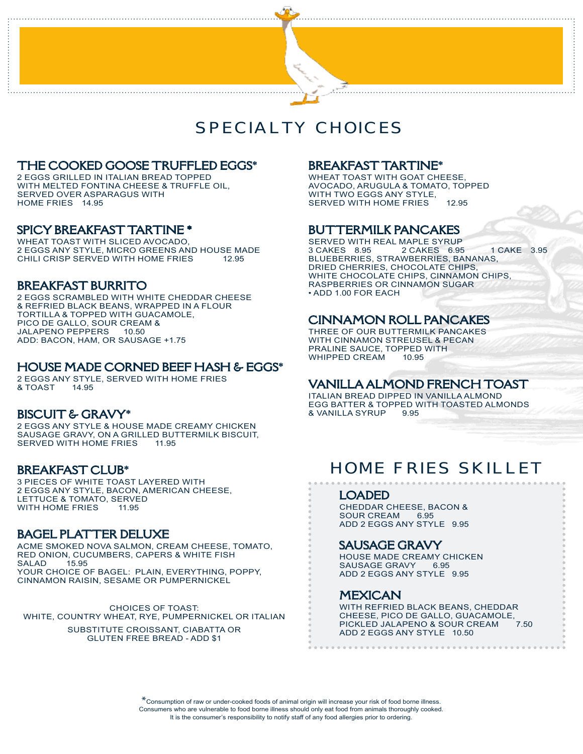# SPECIALTY CHOICES

### THE COOKED GOOSE TRUFFLED EGGS*

2 EGGS GRILLED IN ITALIAN BREAD TOPPED WITH MELTED FONTINA CHEESE & TRUFFLE OIL, SERVED OVER ASPARAGUS WITH HOME FRIES 14.95

### SPICY BREAKFAST TARTINE *

WHEAT TOAST WITH SLICED AVOCADO, 2 EGGS ANY STYLE, MICRO GREENS AND HOUSE MADE CHILI CRISP SERVED WITH HOME FRIES 12.95

### BREAKFAST BURRITO

2 EGGS SCRAMBLED WITH WHITE CHEDDAR CHEESE & REFRIED BLACK BEANS, WRAPPED IN A FLOUR TORTILLA & TOPPED WITH GUACAMOLE, PICO DE GALLO, SOUR CREAM & JALAPENO PEPPERS 10.50

ADD: BACON, HAM, OR SAUSAGE +1.75

### HOUSE MADE CORNED BEEF HASH & EGGS*

2 EGGS ANY STYLE, SERVED WITH HOME FRIES & TOAST 14.95

### BISCUIT & GRAVY*

2 EGGS ANY STYLE & HOUSE MADE CREAMY CHICKEN SAUSAGE GRAVY, ON A GRILLED BUTTERMILK BISCUIT, SERVED WITH HOME FRIES 11.95

### BREAKFAST CLUB*

3 PIECES OF WHITE TOAST LAYERED WITH 2 EGGS ANY STYLE, BACON, AMERICAN CHEESE, LETTUCE & TOMATO, SERVED WITH HOME FRIES 11.95

### BAGEL PLATTER DELUXE

ACME SMOKED NOVA SALMON, CREAM CHEESE, TOMATO, RED ONION, CUCUMBERS, CAPERS & WHITE FISH SALAD 15.95

YOUR CHOICE OF BAGEL: PLAIN, EVERYTHING, POPPY, CINNAMON RAISIN, SESAME OR PUMPERNICKEL

CHOICES OF TOAST:
WHITE, COUNTRY WHEAT, RYE, PUMPERNICKEL OR ITALIAN

SUBSTITUTE CROISSANT, CIABATTA OR GLUTEN FREE BREAD - ADD $1

### BREAKFAST TARTINE*

WHEAT TOAST WITH GOAT CHEESE, AVOCADO, ARUGULA & TOMATO, TOPPED WITH TWO EGGS ANY STYLE, SERVED WITH HOME FRIES 12.95

### BUTTERMILK PANCAKES

SERVED WITH REAL MAPLE SYRUP

3 CAKES 8.95 | 2 CAKES 6.95 | 1 CAKE 3.95

BLUEBERRIES, STRAWBERRIES, BANANAS, DRIED CHERRIES, CHOCOLATE CHIPS, WHITE CHOCOLATE CHIPS, CINNAMON CHIPS, RASPBERRIES OR CINNAMON SUGAR

• ADD 1.00 FOR EACH

### CINNAMON ROLL PANCAKES

THREE OF OUR BUTTERMILK PANCAKES WITH CINNAMON STREUSEL & PECAN PRALINE SAUCE, TOPPED WITH WHIPPED CREAM 10.95

### VANILLA ALMOND FRENCH TOAST

ITALIAN BREAD DIPPED IN VANILLA ALMOND EGG BATTER & TOPPED WITH TOASTED ALMONDS & VANILLA SYRUP 9.95

# HOME FRIES SKILLET

### LOADED

CHEDDAR CHEESE, BACON & SOUR CREAM 6.95

ADD 2 EGGS ANY STYLE 9.95

### SAUSAGE GRAVY

HOUSE MADE CREAMY CHICKEN SAUSAGE GRAVY 6.95

ADD 2 EGGS ANY STYLE 9.95

### MEXICAN

WITH REFRIED BLACK BEANS, CHEDDAR CHEESE, PICO DE GALLO, GUACAMOLE, PICKLED JALAPENO & SOUR CREAM 7.50

ADD 2 EGGS ANY STYLE 10.50

*Consumption of raw or under-cooked foods of animal origin will increase your risk of food borne illness. Consumers who are vulnerable to food borne illness should only eat food from animals thoroughly cooked. It is the consumer's responsibility to notify staff of any food allergies prior to ordering.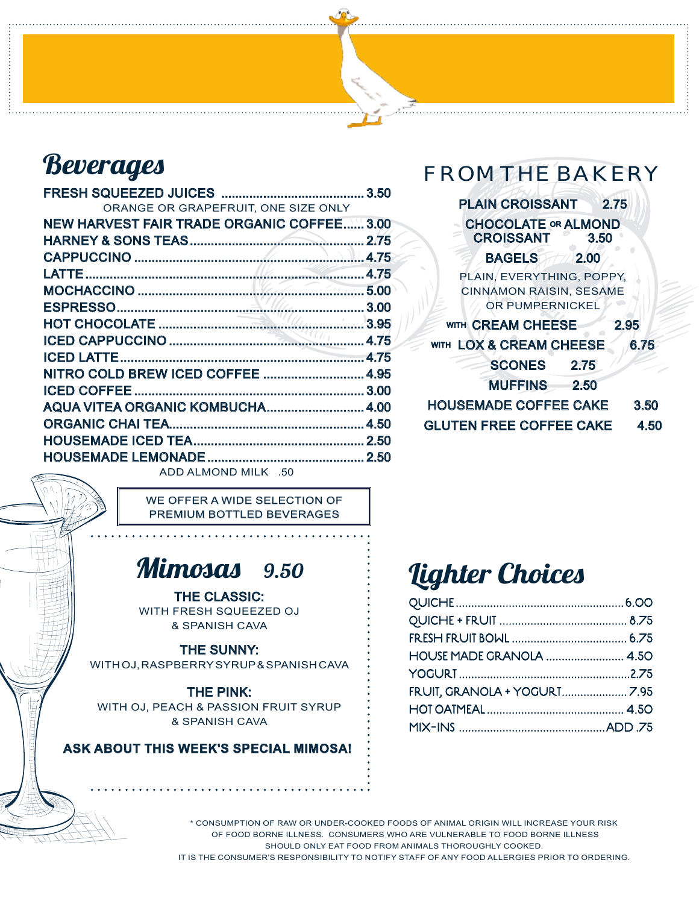## Beverages

FRESH SQUEEZED JUICES ........................................ 3.50
ORANGE OR GRAPEFRUIT, ONE SIZE ONLY

NEW HARVEST FAIR TRADE ORGANIC COFFEE...... 3.00

HARNEY & SONS TEAS ........................................ 2.75

CAPPUCCINO ........................................ 4.75

LATTE ........................................ 4.75

MOCHACCINO ........................................ 5.00

ESPRESSO ........................................ 3.00

HOT CHOCOLATE ........................................ 3.95

ICED CAPPUCCINO ........................................ 4.75

ICED LATTE ........................................ 4.75

NITRO COLD BREW ICED COFFEE ........................................ 4.95

ICED COFFEE ........................................ 3.00

AQUA VITEA ORGANIC KOMBUCHA ........................................ 4.00

ORGANIC CHAI TEA ........................................ 4.50

HOUSEMADE ICED TEA ........................................ 2.50

HOUSEMADE LEMONADE ........................................ 2.50

ADD ALMOND MILK .50

WE OFFER A WIDE SELECTION OF PREMIUM BOTTLED BEVERAGES

## Mimosas *9.50*

**THE CLASSIC:**
WITH FRESH SQUEEZED OJ & SPANISH CAVA

**THE SUNNY:**
WITH OJ, RASPBERRY SYRUP & SPANISH CAVA

**THE PINK:**
WITH OJ, PEACH & PASSION FRUIT SYRUP & SPANISH CAVA

**ASK ABOUT THIS WEEK'S SPECIAL MIMOSA!**

## FROM THE BAKERY

PLAIN CROISSANT 2.75

CHOCOLATE OR ALMOND CROISSANT 3.50

BAGELS 2.00
PLAIN, EVERYTHING, POPPY, CINNAMON RAISIN, SESAME OR PUMPERNICKEL

WITH CREAM CHEESE 2.95

WITH LOX & CREAM CHEESE 6.75

SCONES 2.75

MUFFINS 2.50

HOUSEMADE COFFEE CAKE 3.50

GLUTEN FREE COFFEE CAKE 4.50

## Lighter Choices

QUICHE ........................................ 6.00

QUICHE + FRUIT ........................................ 8.75

FRESH FRUIT BOWL ........................................ 6.75

HOUSE MADE GRANOLA ........................................ 4.50

YOGURT ........................................ 2.75

FRUIT, GRANOLA + YOGURT ........................................ 7.95

HOT OATMEAL ........................................ 4.50

MIX-INS ........................................ ADD .75

\* CONSUMPTION OF RAW OR UNDER-COOKED FOODS OF ANIMAL ORIGIN WILL INCREASE YOUR RISK OF FOOD BORNE ILLNESS. CONSUMERS WHO ARE VULNERABLE TO FOOD BORNE ILLNESS SHOULD ONLY EAT FOOD FROM ANIMALS THOROUGHLY COOKED.
IT IS THE CONSUMER'S RESPONSIBILITY TO NOTIFY STAFF OF ANY FOOD ALLERGIES PRIOR TO ORDERING.